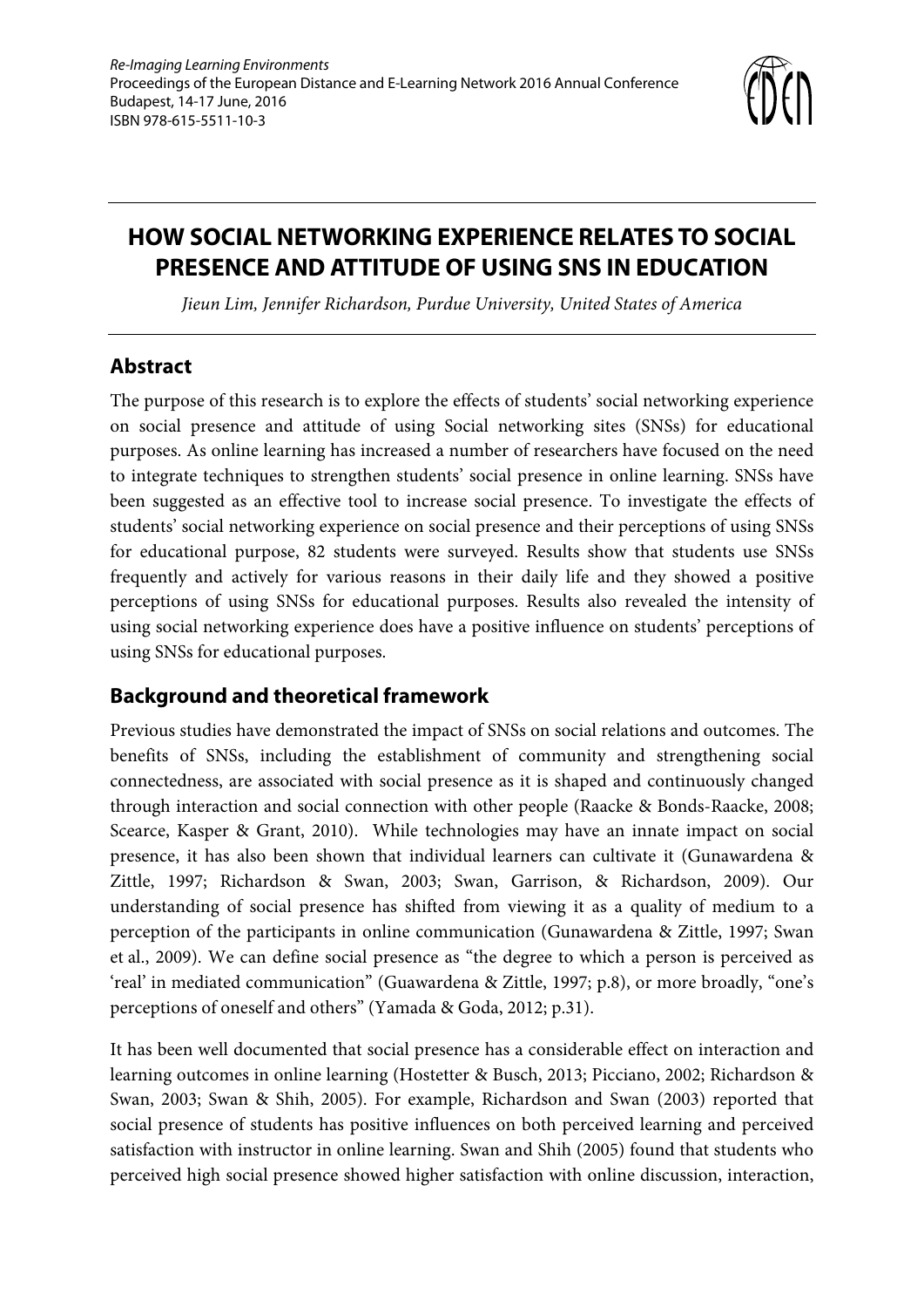*Re-Imaging Learning Environments*
Proceedings of the European Distance and E-Learning Network 2016 Annual Conference
Budapest, 14-17 June, 2016
ISBN 978-615-5511-10-3

# HOW SOCIAL NETWORKING EXPERIENCE RELATES TO SOCIAL PRESENCE AND ATTITUDE OF USING SNS IN EDUCATION

*Jieun Lim, Jennifer Richardson, Purdue University, United States of America*

## Abstract

The purpose of this research is to explore the effects of students' social networking experience on social presence and attitude of using Social networking sites (SNSs) for educational purposes. As online learning has increased a number of researchers have focused on the need to integrate techniques to strengthen students' social presence in online learning. SNSs have been suggested as an effective tool to increase social presence. To investigate the effects of students' social networking experience on social presence and their perceptions of using SNSs for educational purpose, 82 students were surveyed. Results show that students use SNSs frequently and actively for various reasons in their daily life and they showed a positive perceptions of using SNSs for educational purposes. Results also revealed the intensity of using social networking experience does have a positive influence on students' perceptions of using SNSs for educational purposes.

## Background and theoretical framework

Previous studies have demonstrated the impact of SNSs on social relations and outcomes. The benefits of SNSs, including the establishment of community and strengthening social connectedness, are associated with social presence as it is shaped and continuously changed through interaction and social connection with other people (Raacke & Bonds-Raacke, 2008; Scearce, Kasper & Grant, 2010). While technologies may have an innate impact on social presence, it has also been shown that individual learners can cultivate it (Gunawardena & Zittle, 1997; Richardson & Swan, 2003; Swan, Garrison, & Richardson, 2009). Our understanding of social presence has shifted from viewing it as a quality of medium to a perception of the participants in online communication (Gunawardena & Zittle, 1997; Swan et al., 2009). We can define social presence as "the degree to which a person is perceived as 'real' in mediated communication" (Guawardena & Zittle, 1997; p.8), or more broadly, "one's perceptions of oneself and others" (Yamada & Goda, 2012; p.31).

It has been well documented that social presence has a considerable effect on interaction and learning outcomes in online learning (Hostetter & Busch, 2013; Picciano, 2002; Richardson & Swan, 2003; Swan & Shih, 2005). For example, Richardson and Swan (2003) reported that social presence of students has positive influences on both perceived learning and perceived satisfaction with instructor in online learning. Swan and Shih (2005) found that students who perceived high social presence showed higher satisfaction with online discussion, interaction,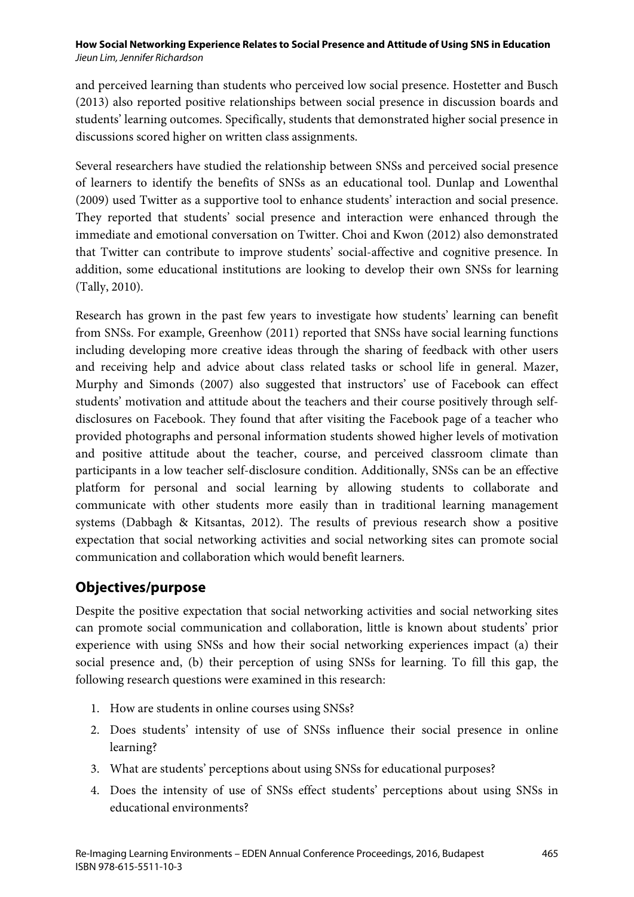and perceived learning than students who perceived low social presence. Hostetter and Busch (2013) also reported positive relationships between social presence in discussion boards and students' learning outcomes. Specifically, students that demonstrated higher social presence in discussions scored higher on written class assignments.

Several researchers have studied the relationship between SNSs and perceived social presence of learners to identify the benefits of SNSs as an educational tool. Dunlap and Lowenthal (2009) used Twitter as a supportive tool to enhance students' interaction and social presence. They reported that students' social presence and interaction were enhanced through the immediate and emotional conversation on Twitter. Choi and Kwon (2012) also demonstrated that Twitter can contribute to improve students' social-affective and cognitive presence. In addition, some educational institutions are looking to develop their own SNSs for learning (Tally, 2010).

Research has grown in the past few years to investigate how students' learning can benefit from SNSs. For example, Greenhow (2011) reported that SNSs have social learning functions including developing more creative ideas through the sharing of feedback with other users and receiving help and advice about class related tasks or school life in general. Mazer, Murphy and Simonds (2007) also suggested that instructors' use of Facebook can effect students' motivation and attitude about the teachers and their course positively through self-disclosures on Facebook. They found that after visiting the Facebook page of a teacher who provided photographs and personal information students showed higher levels of motivation and positive attitude about the teacher, course, and perceived classroom climate than participants in a low teacher self-disclosure condition. Additionally, SNSs can be an effective platform for personal and social learning by allowing students to collaborate and communicate with other students more easily than in traditional learning management systems (Dabbagh & Kitsantas, 2012). The results of previous research show a positive expectation that social networking activities and social networking sites can promote social communication and collaboration which would benefit learners.

## Objectives/purpose

Despite the positive expectation that social networking activities and social networking sites can promote social communication and collaboration, little is known about students' prior experience with using SNSs and how their social networking experiences impact (a) their social presence and, (b) their perception of using SNSs for learning. To fill this gap, the following research questions were examined in this research:

1. How are students in online courses using SNSs?
2. Does students' intensity of use of SNSs influence their social presence in online learning?
3. What are students' perceptions about using SNSs for educational purposes?
4. Does the intensity of use of SNSs effect students' perceptions about using SNSs in educational environments?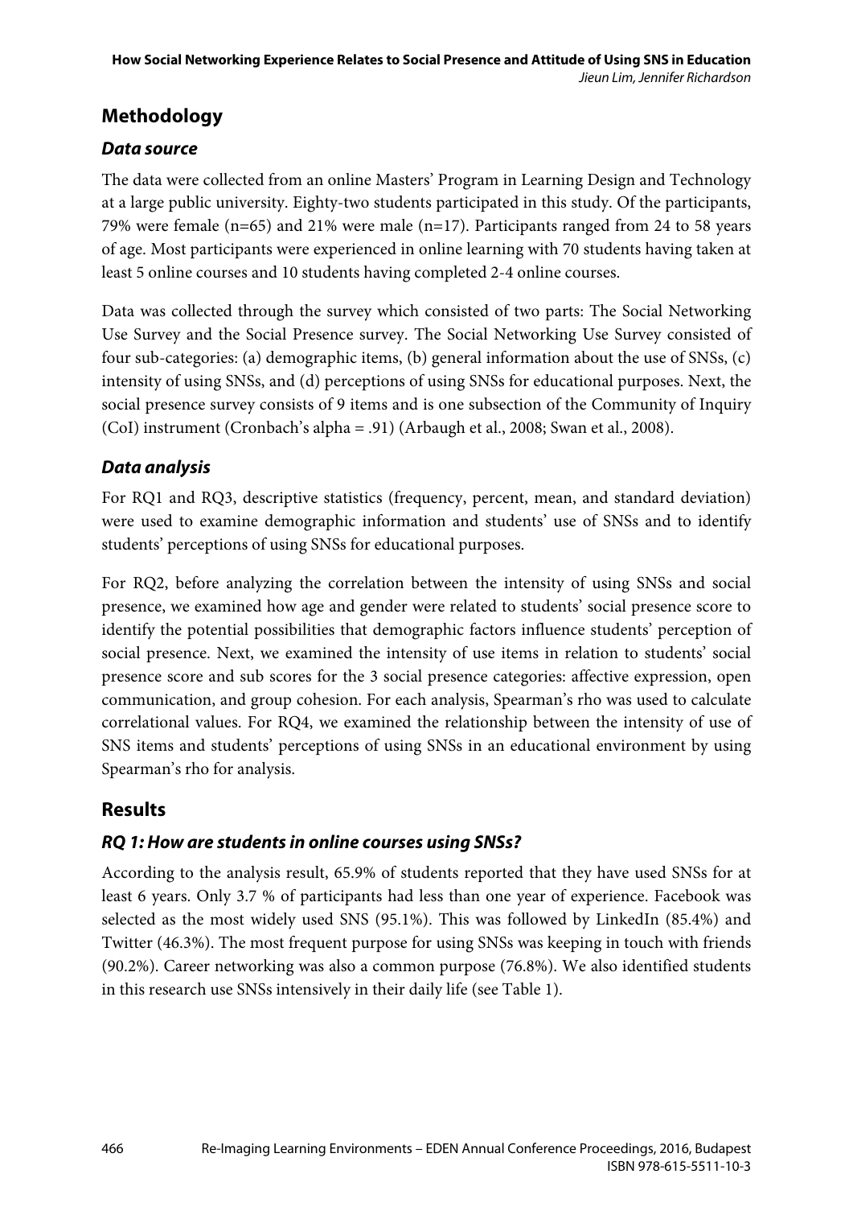## Methodology

### *Data source*

The data were collected from an online Masters' Program in Learning Design and Technology at a large public university. Eighty-two students participated in this study. Of the participants, 79% were female (n=65) and 21% were male (n=17). Participants ranged from 24 to 58 years of age. Most participants were experienced in online learning with 70 students having taken at least 5 online courses and 10 students having completed 2-4 online courses.

Data was collected through the survey which consisted of two parts: The Social Networking Use Survey and the Social Presence survey. The Social Networking Use Survey consisted of four sub-categories: (a) demographic items, (b) general information about the use of SNSs, (c) intensity of using SNSs, and (d) perceptions of using SNSs for educational purposes. Next, the social presence survey consists of 9 items and is one subsection of the Community of Inquiry (CoI) instrument (Cronbach's alpha = .91) (Arbaugh et al., 2008; Swan et al., 2008).

### *Data analysis*

For RQ1 and RQ3, descriptive statistics (frequency, percent, mean, and standard deviation) were used to examine demographic information and students' use of SNSs and to identify students' perceptions of using SNSs for educational purposes.

For RQ2, before analyzing the correlation between the intensity of using SNSs and social presence, we examined how age and gender were related to students' social presence score to identify the potential possibilities that demographic factors influence students' perception of social presence. Next, we examined the intensity of use items in relation to students' social presence score and sub scores for the 3 social presence categories: affective expression, open communication, and group cohesion. For each analysis, Spearman's rho was used to calculate correlational values. For RQ4, we examined the relationship between the intensity of use of SNS items and students' perceptions of using SNSs in an educational environment by using Spearman's rho for analysis.

## Results

### *RQ 1: How are students in online courses using SNSs?*

According to the analysis result, 65.9% of students reported that they have used SNSs for at least 6 years. Only 3.7 % of participants had less than one year of experience. Facebook was selected as the most widely used SNS (95.1%). This was followed by LinkedIn (85.4%) and Twitter (46.3%). The most frequent purpose for using SNSs was keeping in touch with friends (90.2%). Career networking was also a common purpose (76.8%). We also identified students in this research use SNSs intensively in their daily life (see Table 1).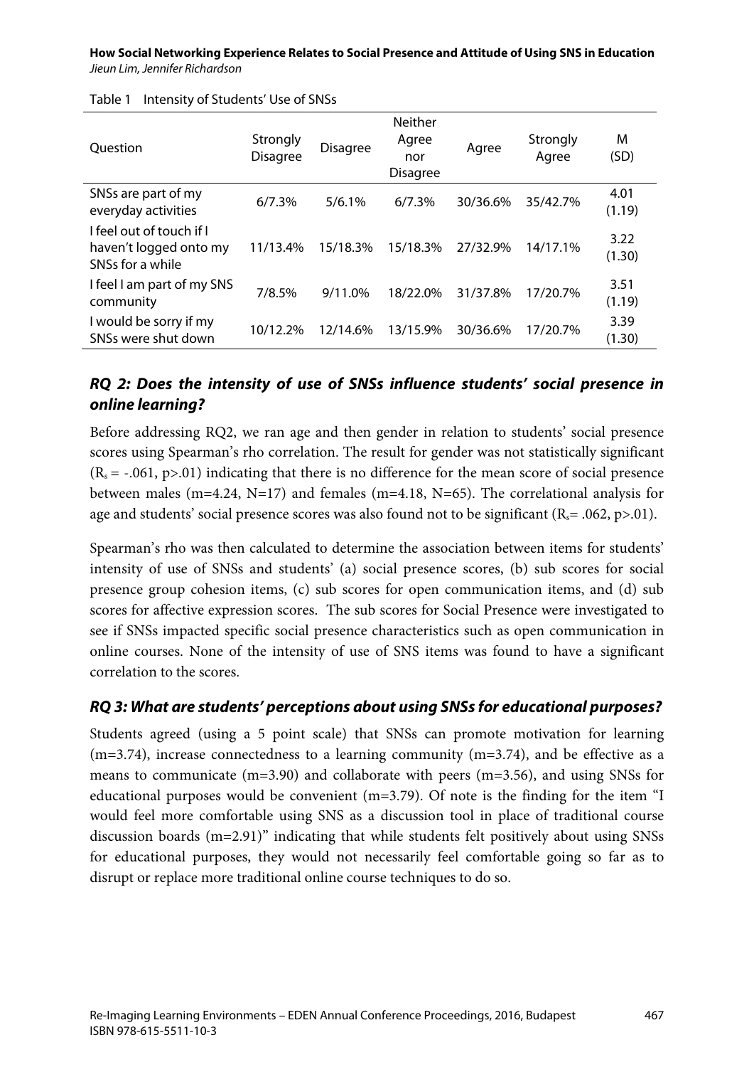Table 1 Intensity of Students' Use of SNSs

| Question | Strongly Disagree | Disagree | Neither Agree nor Disagree | Agree | Strongly Agree | M (SD) |
|---|---|---|---|---|---|---|
| SNSs are part of my everyday activities | 6/7.3% | 5/6.1% | 6/7.3% | 30/36.6% | 35/42.7% | 4.01 (1.19) |
| I feel out of touch if I haven't logged onto my SNSs for a while | 11/13.4% | 15/18.3% | 15/18.3% | 27/32.9% | 14/17.1% | 3.22 (1.30) |
| I feel I am part of my SNS community | 7/8.5% | 9/11.0% | 18/22.0% | 31/37.8% | 17/20.7% | 3.51 (1.19) |
| I would be sorry if my SNSs were shut down | 10/12.2% | 12/14.6% | 13/15.9% | 30/36.6% | 17/20.7% | 3.39 (1.30) |

## *RQ 2: Does the intensity of use of SNSs influence students' social presence in online learning?*

Before addressing RQ2, we ran age and then gender in relation to students' social presence scores using Spearman's rho correlation. The result for gender was not statistically significant ($R_s = -.061$, $p>.01$) indicating that there is no difference for the mean score of social presence between males (m=4.24, N=17) and females (m=4.18, N=65). The correlational analysis for age and students' social presence scores was also found not to be significant ($R_s = .062$, $p>.01$).

Spearman's rho was then calculated to determine the association between items for students' intensity of use of SNSs and students' (a) social presence scores, (b) sub scores for social presence group cohesion items, (c) sub scores for open communication items, and (d) sub scores for affective expression scores. The sub scores for Social Presence were investigated to see if SNSs impacted specific social presence characteristics such as open communication in online courses. None of the intensity of use of SNS items was found to have a significant correlation to the scores.

## *RQ 3: What are students' perceptions about using SNSs for educational purposes?*

Students agreed (using a 5 point scale) that SNSs can promote motivation for learning (m=3.74), increase connectedness to a learning community (m=3.74), and be effective as a means to communicate (m=3.90) and collaborate with peers (m=3.56), and using SNSs for educational purposes would be convenient (m=3.79). Of note is the finding for the item "I would feel more comfortable using SNS as a discussion tool in place of traditional course discussion boards (m=2.91)" indicating that while students felt positively about using SNSs for educational purposes, they would not necessarily feel comfortable going so far as to disrupt or replace more traditional online course techniques to do so.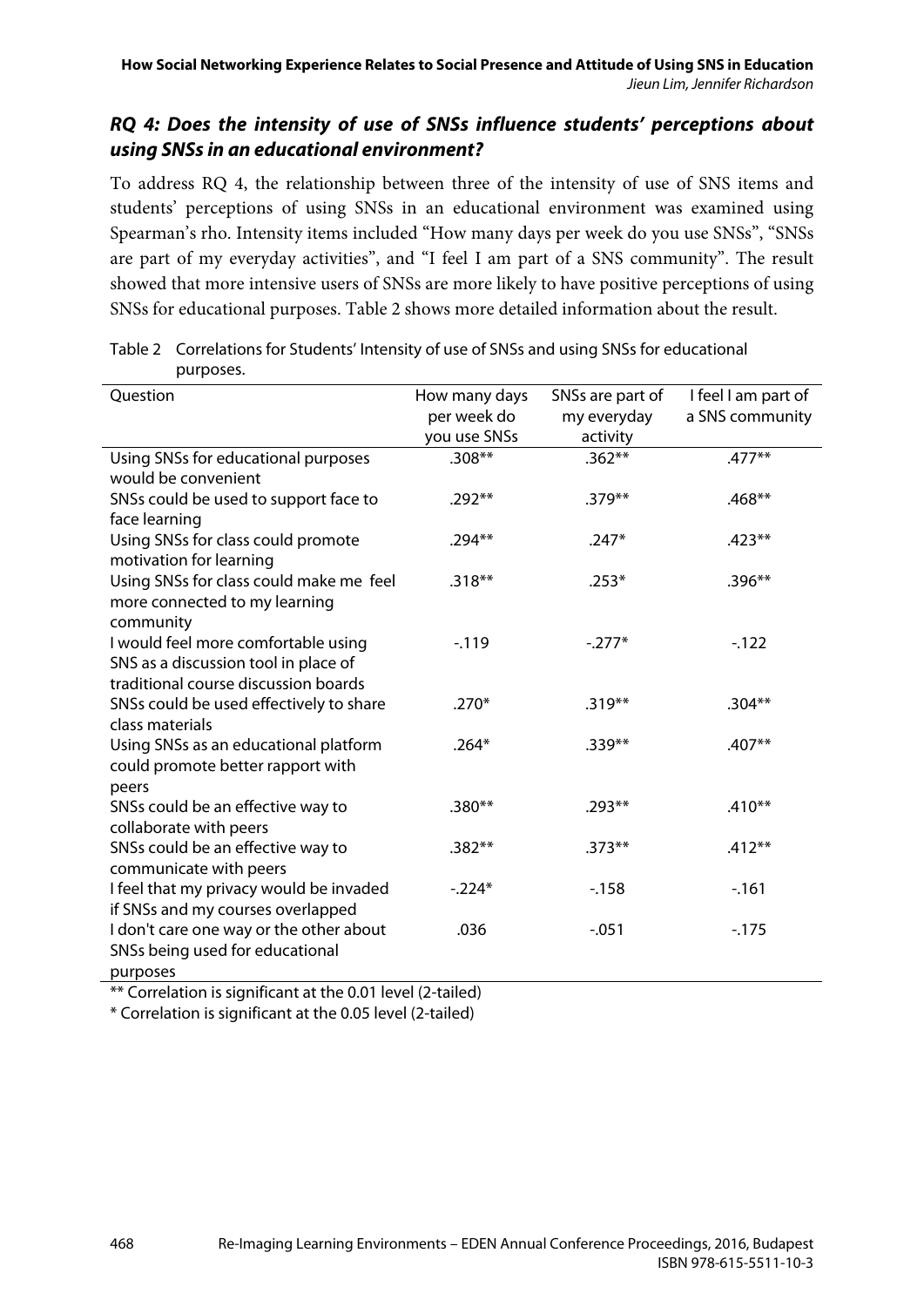### *RQ 4: Does the intensity of use of SNSs influence students' perceptions about using SNSs in an educational environment?*

To address RQ 4, the relationship between three of the intensity of use of SNS items and students' perceptions of using SNSs in an educational environment was examined using Spearman's rho. Intensity items included "How many days per week do you use SNSs", "SNSs are part of my everyday activities", and "I feel I am part of a SNS community". The result showed that more intensive users of SNSs are more likely to have positive perceptions of using SNSs for educational purposes. Table 2 shows more detailed information about the result.

Table 2 Correlations for Students' Intensity of use of SNSs and using SNSs for educational purposes.

| Question | How many days per week do you use SNSs | SNSs are part of my everyday activity | I feel I am part of a SNS community |
|---|---|---|---|
| Using SNSs for educational purposes would be convenient | .308** | .362** | .477** |
| SNSs could be used to support face to face learning | .292** | .379** | .468** |
| Using SNSs for class could promote motivation for learning | .294** | .247* | .423** |
| Using SNSs for class could make me feel more connected to my learning community | .318** | .253* | .396** |
| I would feel more comfortable using SNS as a discussion tool in place of traditional course discussion boards | -.119 | -.277* | -.122 |
| SNSs could be used effectively to share class materials | .270* | .319** | .304** |
| Using SNSs as an educational platform could promote better rapport with peers | .264* | .339** | .407** |
| SNSs could be an effective way to collaborate with peers | .380** | .293** | .410** |
| SNSs could be an effective way to communicate with peers | .382** | .373** | .412** |
| I feel that my privacy would be invaded if SNSs and my courses overlapped | -.224* | -.158 | -.161 |
| I don't care one way or the other about SNSs being used for educational purposes | .036 | -.051 | -.175 |

** Correlation is significant at the 0.01 level (2-tailed)

* Correlation is significant at the 0.05 level (2-tailed)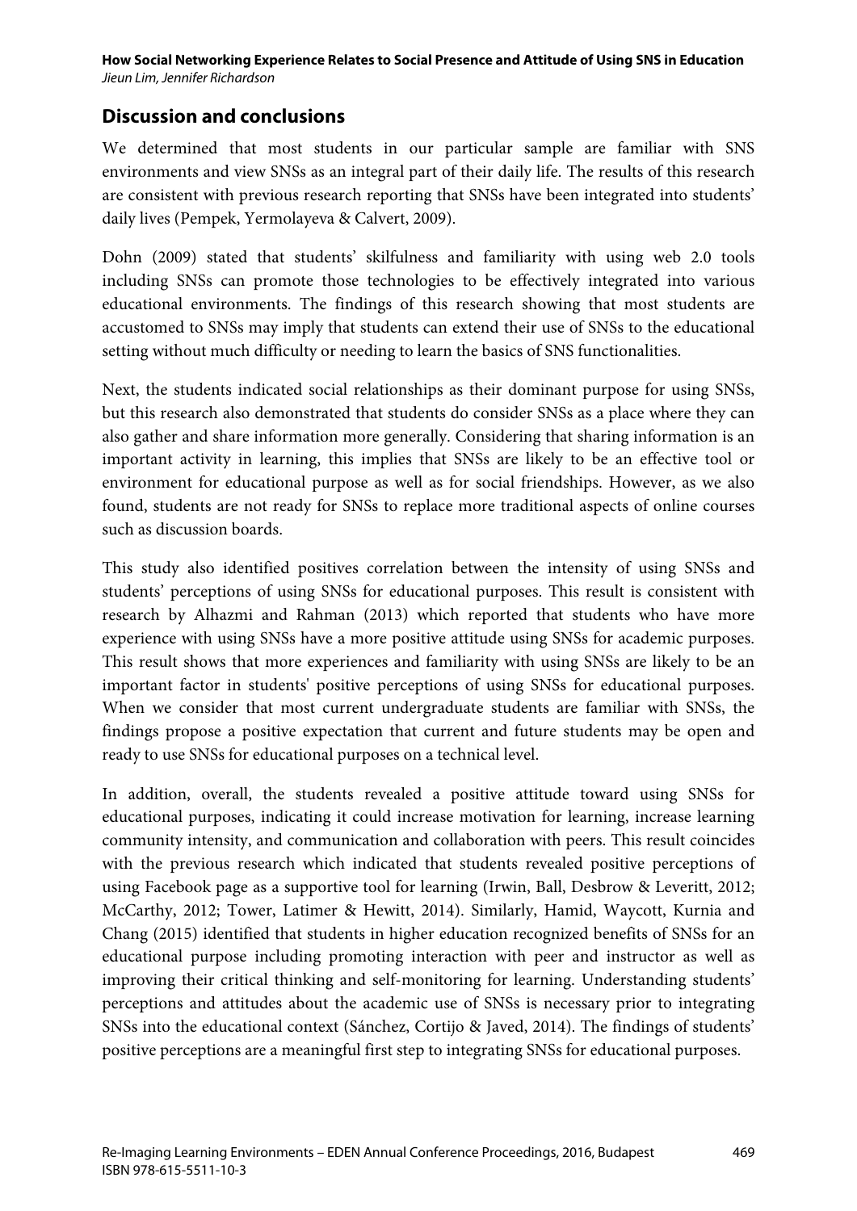## Discussion and conclusions

We determined that most students in our particular sample are familiar with SNS environments and view SNSs as an integral part of their daily life. The results of this research are consistent with previous research reporting that SNSs have been integrated into students' daily lives (Pempek, Yermolayeva & Calvert, 2009).

Dohn (2009) stated that students' skilfulness and familiarity with using web 2.0 tools including SNSs can promote those technologies to be effectively integrated into various educational environments. The findings of this research showing that most students are accustomed to SNSs may imply that students can extend their use of SNSs to the educational setting without much difficulty or needing to learn the basics of SNS functionalities.

Next, the students indicated social relationships as their dominant purpose for using SNSs, but this research also demonstrated that students do consider SNSs as a place where they can also gather and share information more generally. Considering that sharing information is an important activity in learning, this implies that SNSs are likely to be an effective tool or environment for educational purpose as well as for social friendships. However, as we also found, students are not ready for SNSs to replace more traditional aspects of online courses such as discussion boards.

This study also identified positives correlation between the intensity of using SNSs and students' perceptions of using SNSs for educational purposes. This result is consistent with research by Alhazmi and Rahman (2013) which reported that students who have more experience with using SNSs have a more positive attitude using SNSs for academic purposes. This result shows that more experiences and familiarity with using SNSs are likely to be an important factor in students' positive perceptions of using SNSs for educational purposes. When we consider that most current undergraduate students are familiar with SNSs, the findings propose a positive expectation that current and future students may be open and ready to use SNSs for educational purposes on a technical level.

In addition, overall, the students revealed a positive attitude toward using SNSs for educational purposes, indicating it could increase motivation for learning, increase learning community intensity, and communication and collaboration with peers. This result coincides with the previous research which indicated that students revealed positive perceptions of using Facebook page as a supportive tool for learning (Irwin, Ball, Desbrow & Leveritt, 2012; McCarthy, 2012; Tower, Latimer & Hewitt, 2014). Similarly, Hamid, Waycott, Kurnia and Chang (2015) identified that students in higher education recognized benefits of SNSs for an educational purpose including promoting interaction with peer and instructor as well as improving their critical thinking and self-monitoring for learning. Understanding students' perceptions and attitudes about the academic use of SNSs is necessary prior to integrating SNSs into the educational context (Sánchez, Cortijo & Javed, 2014). The findings of students' positive perceptions are a meaningful first step to integrating SNSs for educational purposes.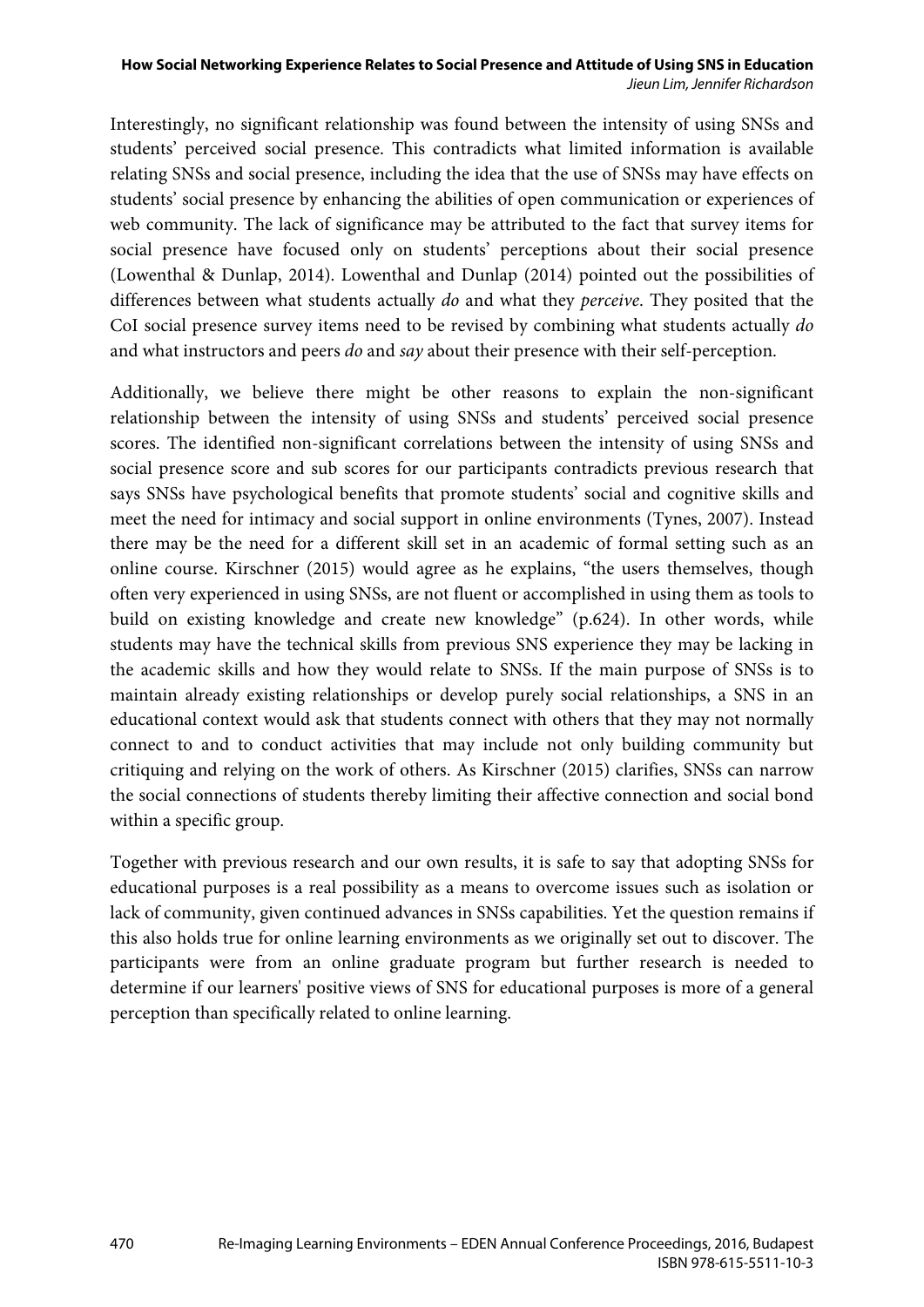Interestingly, no significant relationship was found between the intensity of using SNSs and students' perceived social presence. This contradicts what limited information is available relating SNSs and social presence, including the idea that the use of SNSs may have effects on students' social presence by enhancing the abilities of open communication or experiences of web community. The lack of significance may be attributed to the fact that survey items for social presence have focused only on students' perceptions about their social presence (Lowenthal & Dunlap, 2014). Lowenthal and Dunlap (2014) pointed out the possibilities of differences between what students actually *do* and what they *perceive*. They posited that the CoI social presence survey items need to be revised by combining what students actually *do* and what instructors and peers *do* and *say* about their presence with their self-perception.

Additionally, we believe there might be other reasons to explain the non-significant relationship between the intensity of using SNSs and students' perceived social presence scores. The identified non-significant correlations between the intensity of using SNSs and social presence score and sub scores for our participants contradicts previous research that says SNSs have psychological benefits that promote students' social and cognitive skills and meet the need for intimacy and social support in online environments (Tynes, 2007). Instead there may be the need for a different skill set in an academic of formal setting such as an online course. Kirschner (2015) would agree as he explains, "the users themselves, though often very experienced in using SNSs, are not fluent or accomplished in using them as tools to build on existing knowledge and create new knowledge" (p.624). In other words, while students may have the technical skills from previous SNS experience they may be lacking in the academic skills and how they would relate to SNSs. If the main purpose of SNSs is to maintain already existing relationships or develop purely social relationships, a SNS in an educational context would ask that students connect with others that they may not normally connect to and to conduct activities that may include not only building community but critiquing and relying on the work of others. As Kirschner (2015) clarifies, SNSs can narrow the social connections of students thereby limiting their affective connection and social bond within a specific group.

Together with previous research and our own results, it is safe to say that adopting SNSs for educational purposes is a real possibility as a means to overcome issues such as isolation or lack of community, given continued advances in SNSs capabilities. Yet the question remains if this also holds true for online learning environments as we originally set out to discover. The participants were from an online graduate program but further research is needed to determine if our learners' positive views of SNS for educational purposes is more of a general perception than specifically related to online learning.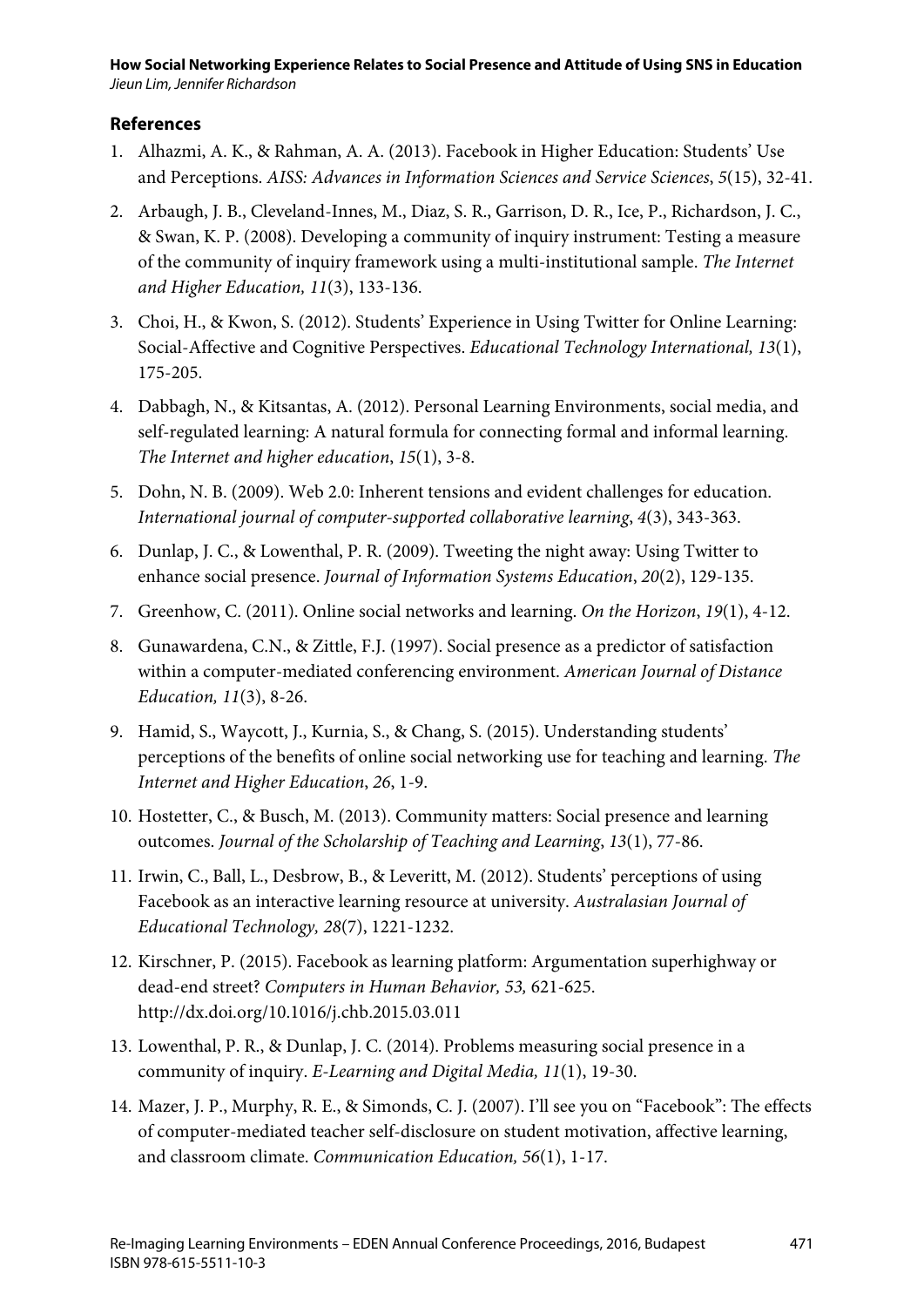## References

1. Alhazmi, A. K., & Rahman, A. A. (2013). Facebook in Higher Education: Students' Use and Perceptions. *AISS: Advances in Information Sciences and Service Sciences*, *5*(15), 32-41.
2. Arbaugh, J. B., Cleveland-Innes, M., Diaz, S. R., Garrison, D. R., Ice, P., Richardson, J. C., & Swan, K. P. (2008). Developing a community of inquiry instrument: Testing a measure of the community of inquiry framework using a multi-institutional sample. *The Internet and Higher Education, 11*(3), 133-136.
3. Choi, H., & Kwon, S. (2012). Students' Experience in Using Twitter for Online Learning: Social-Affective and Cognitive Perspectives. *Educational Technology International, 13*(1), 175-205.
4. Dabbagh, N., & Kitsantas, A. (2012). Personal Learning Environments, social media, and self-regulated learning: A natural formula for connecting formal and informal learning. *The Internet and higher education*, *15*(1), 3-8.
5. Dohn, N. B. (2009). Web 2.0: Inherent tensions and evident challenges for education. *International journal of computer-supported collaborative learning*, *4*(3), 343-363.
6. Dunlap, J. C., & Lowenthal, P. R. (2009). Tweeting the night away: Using Twitter to enhance social presence. *Journal of Information Systems Education*, *20*(2), 129-135.
7. Greenhow, C. (2011). Online social networks and learning. *On the Horizon*, *19*(1), 4-12.
8. Gunawardena, C.N., & Zittle, F.J. (1997). Social presence as a predictor of satisfaction within a computer-mediated conferencing environment. *American Journal of Distance Education, 11*(3), 8-26.
9. Hamid, S., Waycott, J., Kurnia, S., & Chang, S. (2015). Understanding students' perceptions of the benefits of online social networking use for teaching and learning. *The Internet and Higher Education*, *26*, 1-9.
10. Hostetter, C., & Busch, M. (2013). Community matters: Social presence and learning outcomes. *Journal of the Scholarship of Teaching and Learning*, *13*(1), 77-86.
11. Irwin, C., Ball, L., Desbrow, B., & Leveritt, M. (2012). Students' perceptions of using Facebook as an interactive learning resource at university. *Australasian Journal of Educational Technology, 28*(7), 1221-1232.
12. Kirschner, P. (2015). Facebook as learning platform: Argumentation superhighway or dead-end street? *Computers in Human Behavior, 53,* 621-625. http://dx.doi.org/10.1016/j.chb.2015.03.011
13. Lowenthal, P. R., & Dunlap, J. C. (2014). Problems measuring social presence in a community of inquiry. *E-Learning and Digital Media, 11*(1), 19-30.
14. Mazer, J. P., Murphy, R. E., & Simonds, C. J. (2007). I'll see you on "Facebook": The effects of computer-mediated teacher self-disclosure on student motivation, affective learning, and classroom climate. *Communication Education, 56*(1), 1-17.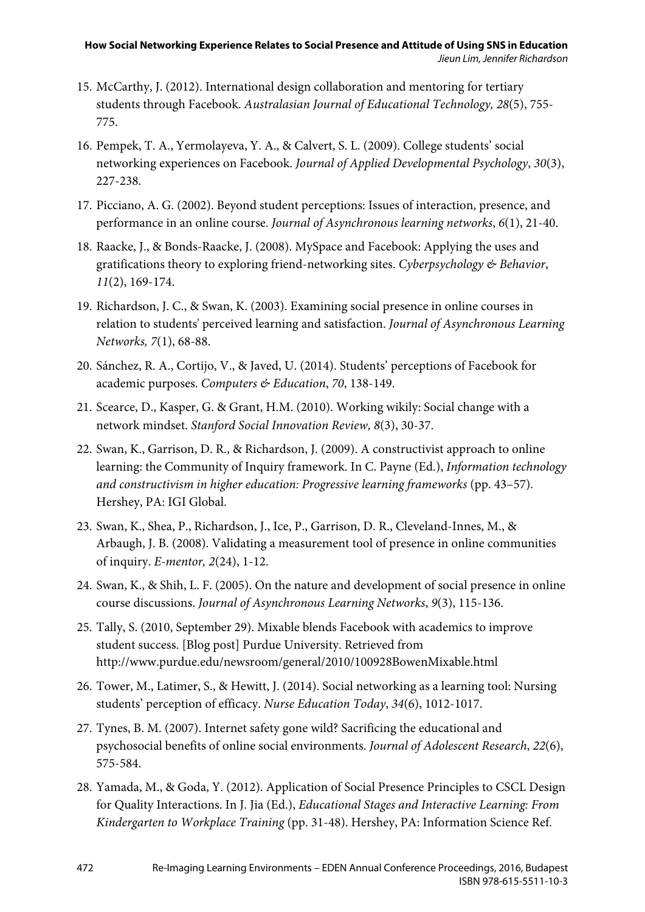15. McCarthy, J. (2012). International design collaboration and mentoring for tertiary students through Facebook. *Australasian Journal of Educational Technology, 28*(5), 755-775.

16. Pempek, T. A., Yermolayeva, Y. A., & Calvert, S. L. (2009). College students' social networking experiences on Facebook. *Journal of Applied Developmental Psychology*, *30*(3), 227-238.

17. Picciano, A. G. (2002). Beyond student perceptions: Issues of interaction, presence, and performance in an online course. *Journal of Asynchronous learning networks*, *6*(1), 21-40.

18. Raacke, J., & Bonds-Raacke, J. (2008). MySpace and Facebook: Applying the uses and gratifications theory to exploring friend-networking sites. *Cyberpsychology & Behavior*, *11*(2), 169-174.

19. Richardson, J. C., & Swan, K. (2003). Examining social presence in online courses in relation to students' perceived learning and satisfaction. *Journal of Asynchronous Learning Networks, 7*(1), 68-88.

20. Sánchez, R. A., Cortijo, V., & Javed, U. (2014). Students' perceptions of Facebook for academic purposes. *Computers & Education*, *70*, 138-149.

21. Scearce, D., Kasper, G. & Grant, H.M. (2010). Working wikily: Social change with a network mindset. *Stanford Social Innovation Review, 8*(3), 30-37.

22. Swan, K., Garrison, D. R., & Richardson, J. (2009). A constructivist approach to online learning: the Community of Inquiry framework. In C. Payne (Ed.), *Information technology and constructivism in higher education: Progressive learning frameworks* (pp. 43–57). Hershey, PA: IGI Global.

23. Swan, K., Shea, P., Richardson, J., Ice, P., Garrison, D. R., Cleveland-Innes, M., & Arbaugh, J. B. (2008). Validating a measurement tool of presence in online communities of inquiry. *E-mentor, 2*(24), 1-12.

24. Swan, K., & Shih, L. F. (2005). On the nature and development of social presence in online course discussions. *Journal of Asynchronous Learning Networks*, *9*(3), 115-136.

25. Tally, S. (2010, September 29). Mixable blends Facebook with academics to improve student success. [Blog post] Purdue University. Retrieved from http://www.purdue.edu/newsroom/general/2010/100928BowenMixable.html

26. Tower, M., Latimer, S., & Hewitt, J. (2014). Social networking as a learning tool: Nursing students' perception of efficacy. *Nurse Education Today*, *34*(6), 1012-1017.

27. Tynes, B. M. (2007). Internet safety gone wild? Sacrificing the educational and psychosocial benefits of online social environments. *Journal of Adolescent Research*, *22*(6), 575-584.

28. Yamada, M., & Goda, Y. (2012). Application of Social Presence Principles to CSCL Design for Quality Interactions. In J. Jia (Ed.), *Educational Stages and Interactive Learning: From Kindergarten to Workplace Training* (pp. 31-48). Hershey, PA: Information Science Ref.